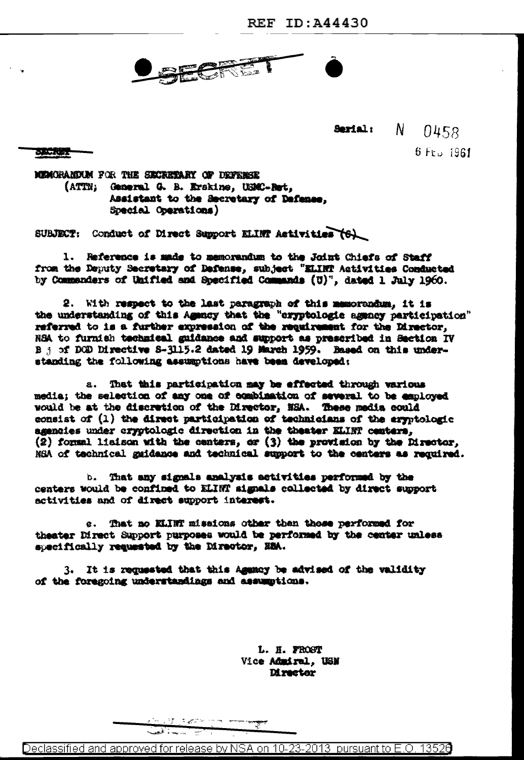REF ID:A44430

SECRET

Serial: N 0458

6 Feb 1961

SECRET

MEMORANDUM FOR THE SECRETARY OF DEFENSE
(ATTN; General G. B. Erskine, USMC-Ret,
Assistant to the Secretary of Defense,
Special Operations)

SUBJECT: Conduct of Direct Support ELINT Activities (S)

1. Reference is made to memorandum to the Joint Chiefs of Staff from the Deputy Secretary of Defense, subject "ELINT Activities Conducted by Commanders of Unified and Specified Commands (U)", dated 1 July 1960.

2. With respect to the last paragraph of this memorandum, it is the understanding of this Agency that the "cryptologic agency participation" referred to is a further expression of the requirement for the Director, NSA to furnish technical guidance and support as prescribed in Section IV B j of DOD Directive S-3115.2 dated 19 March 1959. Based on this understanding the following assumptions have been developed:

a. That this participation may be effected through various media; the selection of any one of combination of several to be employed would be at the discretion of the Director, NSA. These media could consist of (1) the direct participation of technicians of the cryptologic agencies under cryptologic direction in the theater ELINT centers, (2) formal liaison with the centers, or (3) the provision by the Director, NSA of technical guidance and technical support to the centers as required.

b. That any signals analysis activities performed by the centers would be confined to ELINT signals collected by direct support activities and of direct support interest.

c. That no ELINT missions other than those performed for theater Direct Support purposes would be performed by the center unless specifically requested by the Director, NSA.

3. It is requested that this Agency be advised of the validity of the foregoing understandings and assumptions.

L. H. FROST
Vice Admiral, USN
Director

SECRET

Declassified and approved for release by NSA on 10-23-2013 pursuant to E.O. 13526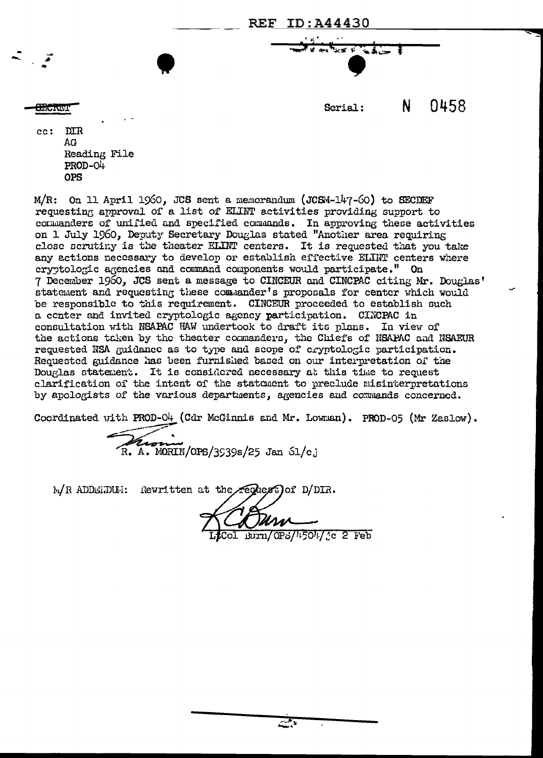REF ID:A44430

SECRET

Serial: N 0458

cc: DIR
AG
Reading File
PROD-04
OPS

M/R: On 11 April 1960, JCS sent a memorandum (JCSM-147-60) to SECDEF requesting approval of a list of ELINT activities providing support to commanders of unified and specified commands. In approving these activities on 1 July 1960, Deputy Secretary Douglas stated "Another area requiring close scrutiny is the theater ELINT centers. It is requested that you take any actions necessary to develop or establish effective ELINT centers where cryptologic agencies and command components would participate." On 7 December 1960, JCS sent a message to CINCEUR and CINCPAC citing Mr. Douglas' statement and requesting these commander's proposals for center which would be responsible to this requirement. CINCEUR proceeded to establish such a center and invited cryptologic agency participation. CINCPAC in consultation with NSAPAC HAW undertook to draft its plans. In view of the actions taken by the theater commanders, the Chiefs of NSAPAC and NSAEUR requested NSA guidance as to type and scope of cryptologic participation. Requested guidance has been furnished based on our interpretation of the Douglas statement. It is considered necessary at this time to request clarification of the intent of the statement to preclude misinterpretations by apologists of the various departments, agencies and commands concerned.

Coordinated with PROD-04 (Cdr McGinnis and Mr. Lowman). PROD-05 (Mr Zaslow).

R. A. MORIN/OPS/3939s/25 Jan 61/cj

M/R ADDENDUM: Rewritten at the request of D/DIR.

LtCol Burn/OPS/4504/jc 2 Feb